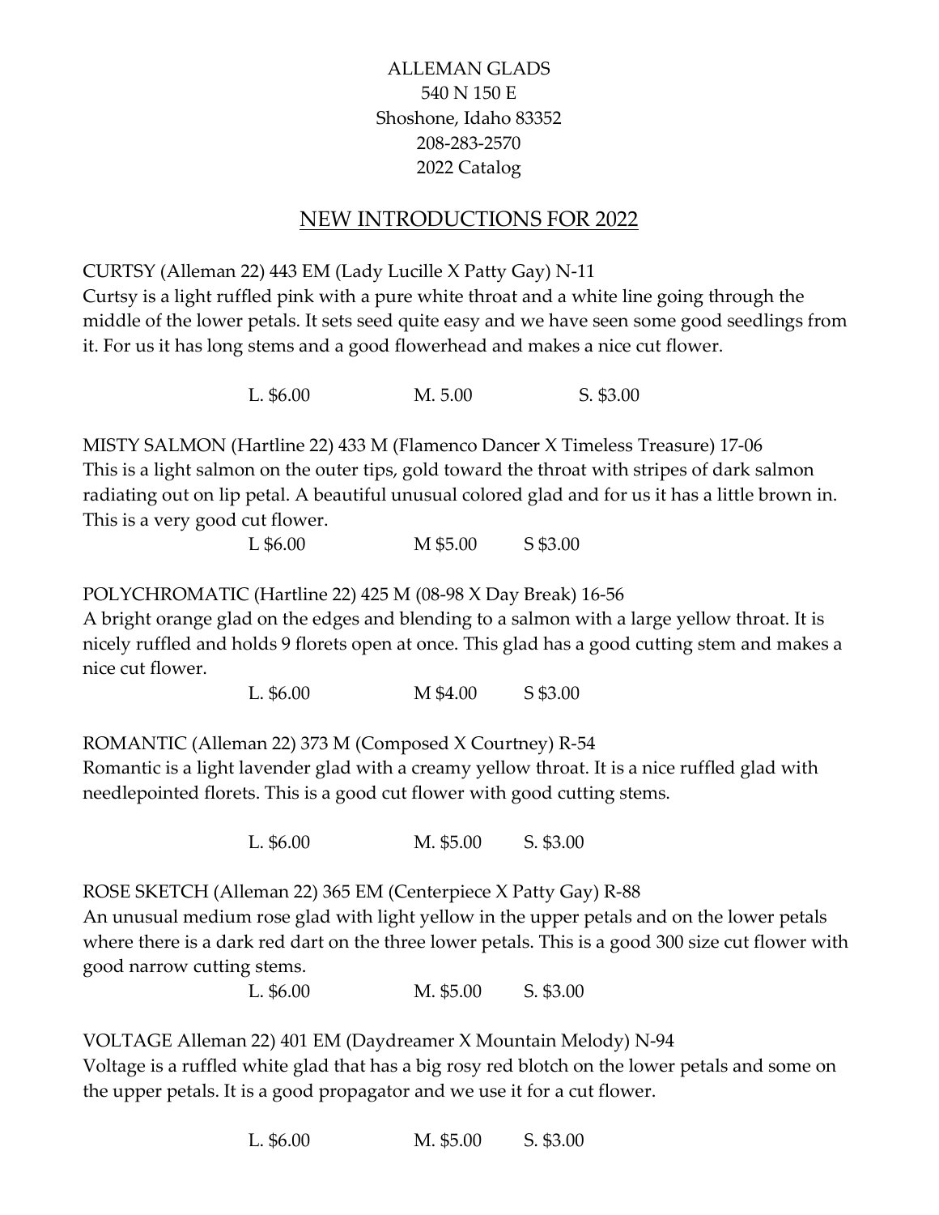ALLEMAN GLADS
540 N 150 E
Shoshone, Idaho 83352
208-283-2570
2022 Catalog

## NEW INTRODUCTIONS FOR 2022

CURTSY (Alleman 22) 443 EM (Lady Lucille X Patty Gay) N-11
Curtsy is a light ruffled pink with a pure white throat and a white line going through the middle of the lower petals. It sets seed quite easy and we have seen some good seedlings from it. For us it has long stems and a good flowerhead and makes a nice cut flower.

L. $6.00 M. 5.00 S. $3.00

MISTY SALMON (Hartline 22) 433 M (Flamenco Dancer X Timeless Treasure) 17-06
This is a light salmon on the outer tips, gold toward the throat with stripes of dark salmon radiating out on lip petal. A beautiful unusual colored glad and for us it has a little brown in. This is a very good cut flower.

L $6.00 M $5.00 S $3.00

POLYCHROMATIC (Hartline 22) 425 M (08-98 X Day Break) 16-56
A bright orange glad on the edges and blending to a salmon with a large yellow throat. It is nicely ruffled and holds 9 florets open at once. This glad has a good cutting stem and makes a nice cut flower.

L. $6.00 M $4.00 S $3.00

ROMANTIC (Alleman 22) 373 M (Composed X Courtney) R-54
Romantic is a light lavender glad with a creamy yellow throat. It is a nice ruffled glad with needlepointed florets. This is a good cut flower with good cutting stems.

L. $6.00 M. $5.00 S. $3.00

ROSE SKETCH (Alleman 22) 365 EM (Centerpiece X Patty Gay) R-88
An unusual medium rose glad with light yellow in the upper petals and on the lower petals where there is a dark red dart on the three lower petals. This is a good 300 size cut flower with good narrow cutting stems.

L. $6.00 M. $5.00 S. $3.00

VOLTAGE Alleman 22) 401 EM (Daydreamer X Mountain Melody) N-94
Voltage is a ruffled white glad that has a big rosy red blotch on the lower petals and some on the upper petals. It is a good propagator and we use it for a cut flower.

L. $6.00 M. $5.00 S. $3.00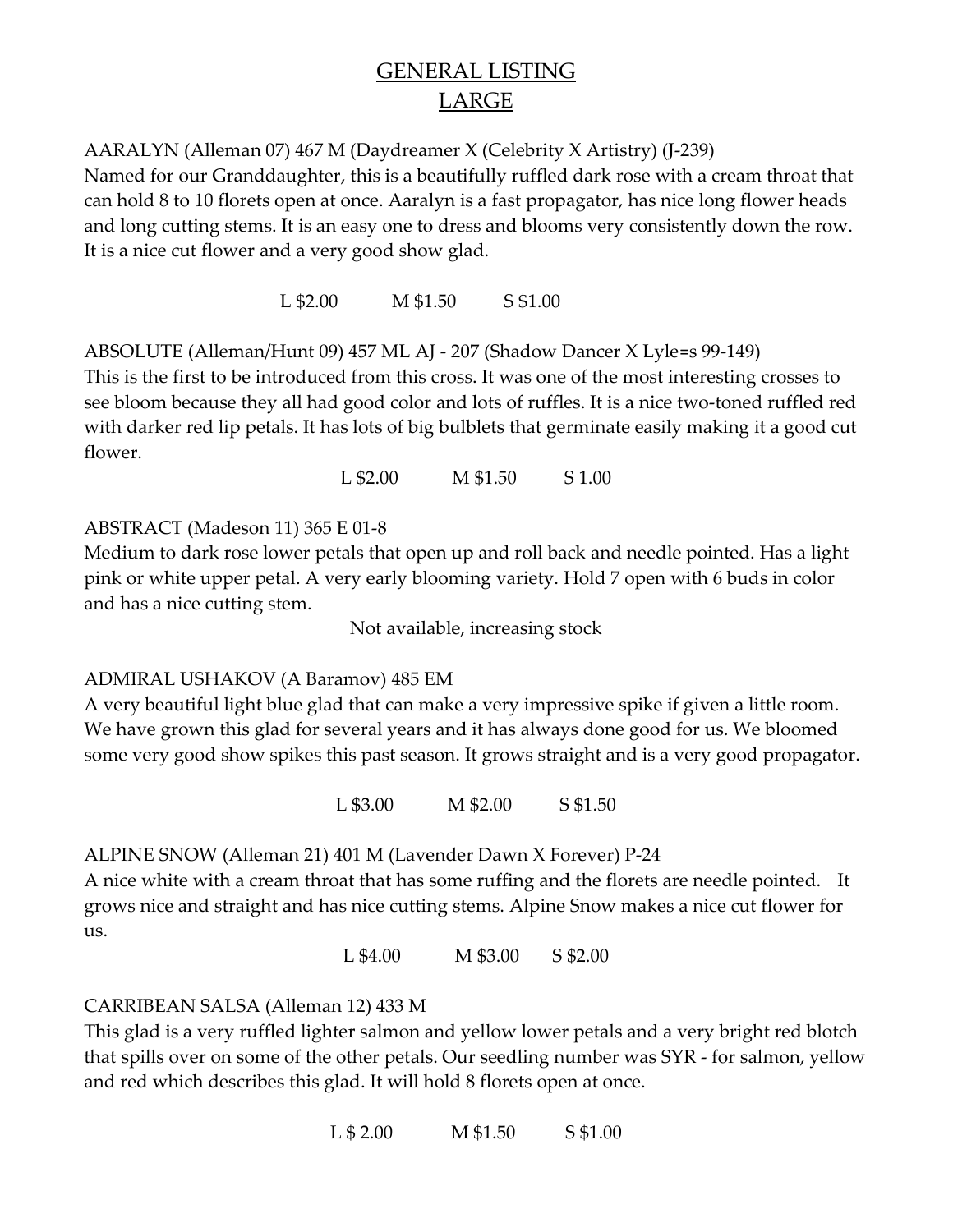# GENERAL LISTING
## LARGE

AARALYN (Alleman 07) 467 M (Daydreamer X (Celebrity X Artistry) (J-239)
Named for our Granddaughter, this is a beautifully ruffled dark rose with a cream throat that can hold 8 to 10 florets open at once. Aaralyn is a fast propagator, has nice long flower heads and long cutting stems. It is an easy one to dress and blooms very consistently down the row. It is a nice cut flower and a very good show glad.

L $2.00 M $1.50 S $1.00

ABSOLUTE (Alleman/Hunt 09) 457 ML AJ - 207 (Shadow Dancer X Lyle=s 99-149)
This is the first to be introduced from this cross. It was one of the most interesting crosses to see bloom because they all had good color and lots of ruffles. It is a nice two-toned ruffled red with darker red lip petals. It has lots of big bulblets that germinate easily making it a good cut flower.

L $2.00 M $1.50 S 1.00

ABSTRACT (Madeson 11) 365 E 01-8
Medium to dark rose lower petals that open up and roll back and needle pointed. Has a light pink or white upper petal. A very early blooming variety. Hold 7 open with 6 buds in color and has a nice cutting stem.

Not available, increasing stock

ADMIRAL USHAKOV (A Baramov) 485 EM
A very beautiful light blue glad that can make a very impressive spike if given a little room. We have grown this glad for several years and it has always done good for us. We bloomed some very good show spikes this past season. It grows straight and is a very good propagator.

L $3.00 M $2.00 S $1.50

ALPINE SNOW (Alleman 21) 401 M (Lavender Dawn X Forever) P-24
A nice white with a cream throat that has some ruffing and the florets are needle pointed. It grows nice and straight and has nice cutting stems. Alpine Snow makes a nice cut flower for us.

L $4.00 M $3.00 S $2.00

CARRIBEAN SALSA (Alleman 12) 433 M
This glad is a very ruffled lighter salmon and yellow lower petals and a very bright red blotch that spills over on some of the other petals. Our seedling number was SYR - for salmon, yellow and red which describes this glad. It will hold 8 florets open at once.

L $ 2.00 M $1.50 S $1.00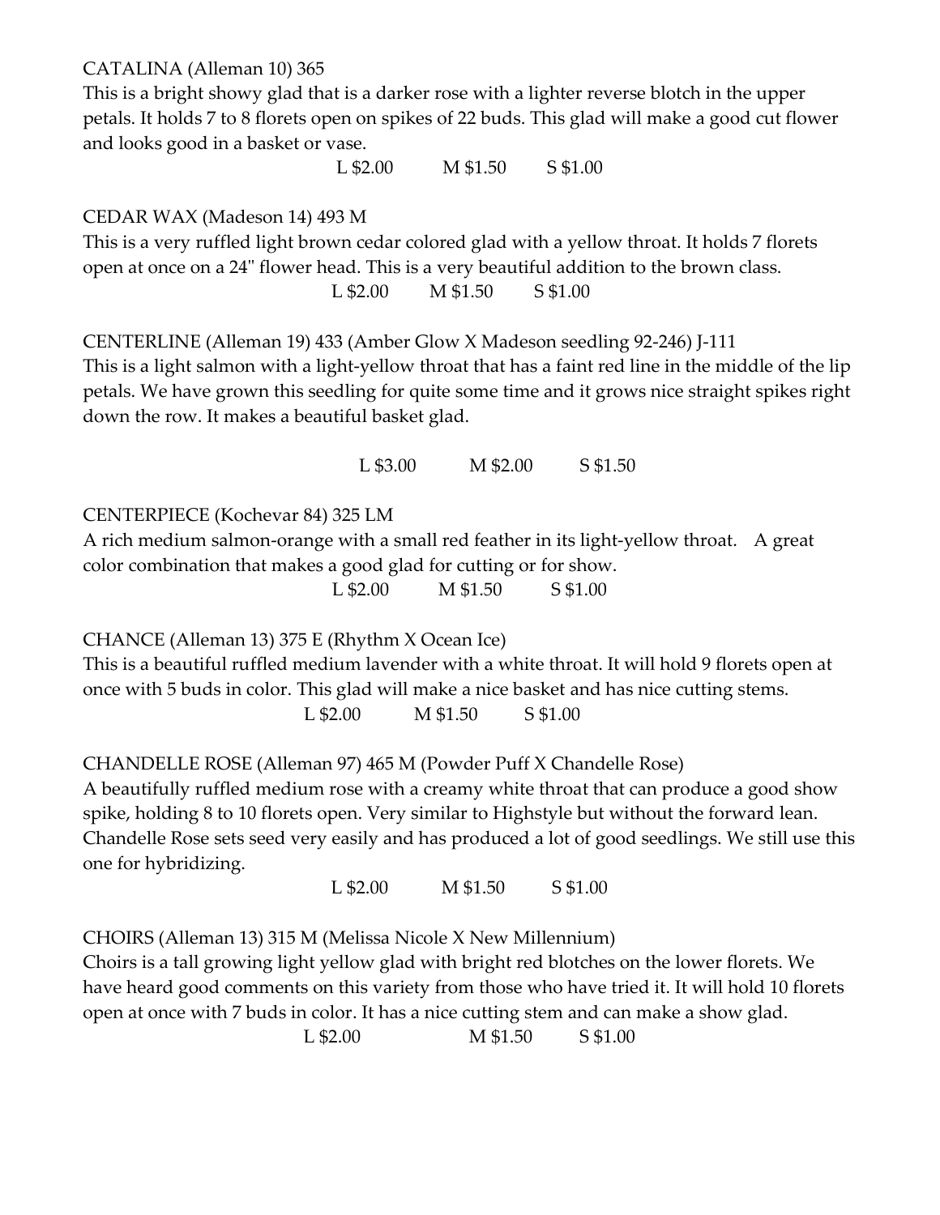CATALINA (Alleman 10) 365

This is a bright showy glad that is a darker rose with a lighter reverse blotch in the upper petals. It holds 7 to 8 florets open on spikes of 22 buds. This glad will make a good cut flower and looks good in a basket or vase.

L $2.00 M $1.50 S $1.00

CEDAR WAX (Madeson 14) 493 M

This is a very ruffled light brown cedar colored glad with a yellow throat. It holds 7 florets open at once on a 24" flower head. This is a very beautiful addition to the brown class.

L $2.00 M $1.50 S $1.00

CENTERLINE (Alleman 19) 433 (Amber Glow X Madeson seedling 92-246) J-111

This is a light salmon with a light-yellow throat that has a faint red line in the middle of the lip petals. We have grown this seedling for quite some time and it grows nice straight spikes right down the row. It makes a beautiful basket glad.

L $3.00 M $2.00 S $1.50

CENTERPIECE (Kochevar 84) 325 LM

A rich medium salmon-orange with a small red feather in its light-yellow throat. A great color combination that makes a good glad for cutting or for show.

L $2.00 M $1.50 S $1.00

CHANCE (Alleman 13) 375 E (Rhythm X Ocean Ice)

This is a beautiful ruffled medium lavender with a white throat. It will hold 9 florets open at once with 5 buds in color. This glad will make a nice basket and has nice cutting stems.

L $2.00 M $1.50 S $1.00

CHANDELLE ROSE (Alleman 97) 465 M (Powder Puff X Chandelle Rose)

A beautifully ruffled medium rose with a creamy white throat that can produce a good show spike, holding 8 to 10 florets open. Very similar to Highstyle but without the forward lean. Chandelle Rose sets seed very easily and has produced a lot of good seedlings. We still use this one for hybridizing.

L $2.00 M $1.50 S $1.00

CHOIRS (Alleman 13) 315 M (Melissa Nicole X New Millennium)

Choirs is a tall growing light yellow glad with bright red blotches on the lower florets. We have heard good comments on this variety from those who have tried it. It will hold 10 florets open at once with 7 buds in color. It has a nice cutting stem and can make a show glad.

L $2.00 M $1.50 S $1.00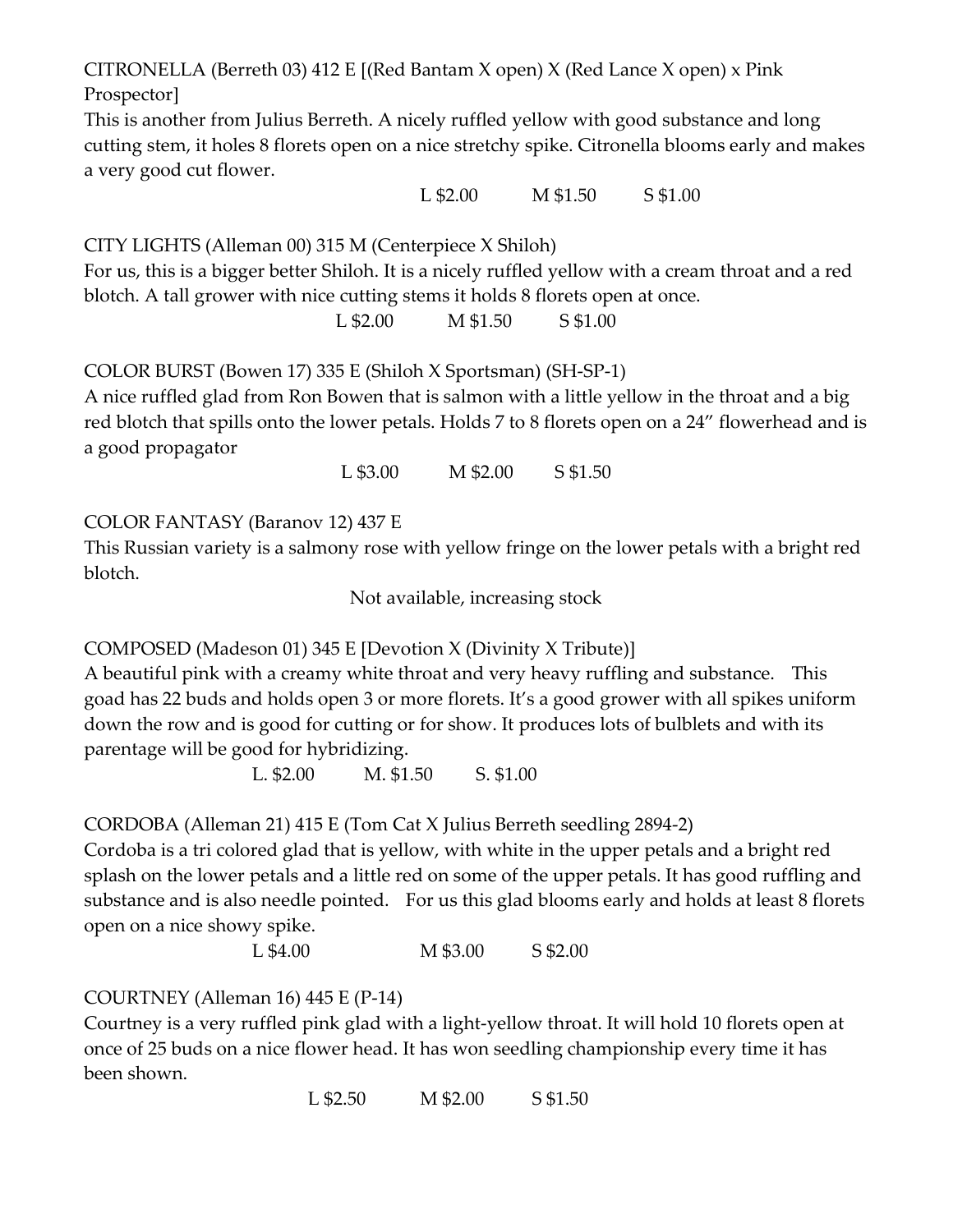CITRONELLA (Berreth 03) 412 E [(Red Bantam X open) X (Red Lance X open) x Pink Prospector]

This is another from Julius Berreth. A nicely ruffled yellow with good substance and long cutting stem, it holes 8 florets open on a nice stretchy spike. Citronella blooms early and makes a very good cut flower.

L $2.00 M $1.50 S $1.00

CITY LIGHTS (Alleman 00) 315 M (Centerpiece X Shiloh)

For us, this is a bigger better Shiloh. It is a nicely ruffled yellow with a cream throat and a red blotch. A tall grower with nice cutting stems it holds 8 florets open at once.

L $2.00 M $1.50 S $1.00

COLOR BURST (Bowen 17) 335 E (Shiloh X Sportsman) (SH-SP-1)

A nice ruffled glad from Ron Bowen that is salmon with a little yellow in the throat and a big red blotch that spills onto the lower petals. Holds 7 to 8 florets open on a 24" flowerhead and is a good propagator

L $3.00 M $2.00 S $1.50

COLOR FANTASY (Baranov 12) 437 E

This Russian variety is a salmony rose with yellow fringe on the lower petals with a bright red blotch.

Not available, increasing stock

COMPOSED (Madeson 01) 345 E [Devotion X (Divinity X Tribute)]

A beautiful pink with a creamy white throat and very heavy ruffling and substance. This goad has 22 buds and holds open 3 or more florets. It's a good grower with all spikes uniform down the row and is good for cutting or for show. It produces lots of bulblets and with its parentage will be good for hybridizing.

L. $2.00 M. $1.50 S. $1.00

CORDOBA (Alleman 21) 415 E (Tom Cat X Julius Berreth seedling 2894-2)

Cordoba is a tri colored glad that is yellow, with white in the upper petals and a bright red splash on the lower petals and a little red on some of the upper petals. It has good ruffling and substance and is also needle pointed. For us this glad blooms early and holds at least 8 florets open on a nice showy spike.

L $4.00 M $3.00 S $2.00

COURTNEY (Alleman 16) 445 E (P-14)

Courtney is a very ruffled pink glad with a light-yellow throat. It will hold 10 florets open at once of 25 buds on a nice flower head. It has won seedling championship every time it has been shown.

L $2.50 M $2.00 S $1.50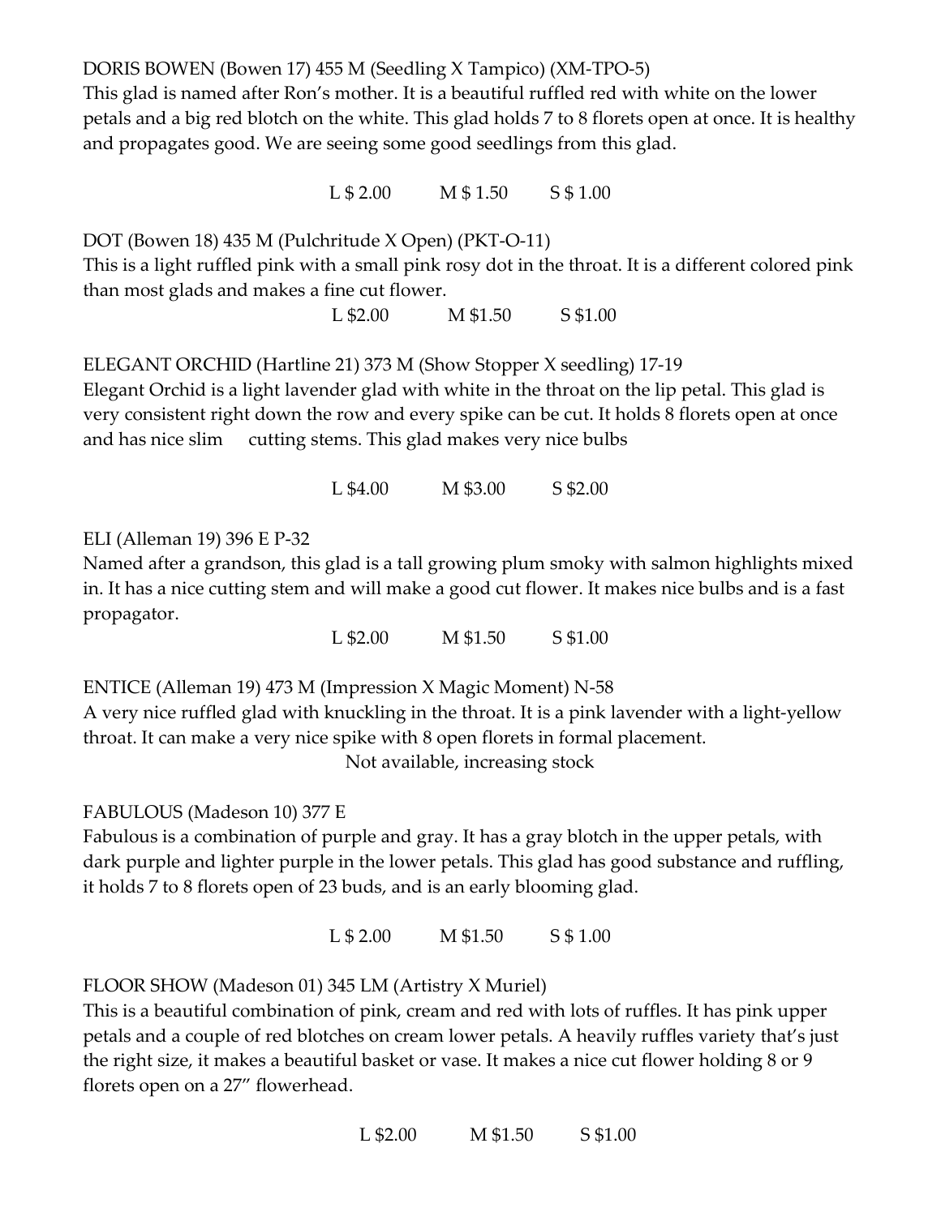DORIS BOWEN (Bowen 17) 455 M (Seedling X Tampico) (XM-TPO-5)
This glad is named after Ron's mother. It is a beautiful ruffled red with white on the lower petals and a big red blotch on the white. This glad holds 7 to 8 florets open at once. It is healthy and propagates good. We are seeing some good seedlings from this glad.

L $ 2.00 M $ 1.50 S $ 1.00

DOT (Bowen 18) 435 M (Pulchritude X Open) (PKT-O-11)
This is a light ruffled pink with a small pink rosy dot in the throat. It is a different colored pink than most glads and makes a fine cut flower.

L $2.00 M $1.50 S $1.00

ELEGANT ORCHID (Hartline 21) 373 M (Show Stopper X seedling) 17-19
Elegant Orchid is a light lavender glad with white in the throat on the lip petal. This glad is very consistent right down the row and every spike can be cut. It holds 8 florets open at once and has nice slim cutting stems. This glad makes very nice bulbs

L $4.00 M $3.00 S $2.00

ELI (Alleman 19) 396 E P-32
Named after a grandson, this glad is a tall growing plum smoky with salmon highlights mixed in. It has a nice cutting stem and will make a good cut flower. It makes nice bulbs and is a fast propagator.

L $2.00 M $1.50 S $1.00

ENTICE (Alleman 19) 473 M (Impression X Magic Moment) N-58
A very nice ruffled glad with knuckling in the throat. It is a pink lavender with a light-yellow throat. It can make a very nice spike with 8 open florets in formal placement.

Not available, increasing stock

FABULOUS (Madeson 10) 377 E
Fabulous is a combination of purple and gray. It has a gray blotch in the upper petals, with dark purple and lighter purple in the lower petals. This glad has good substance and ruffling, it holds 7 to 8 florets open of 23 buds, and is an early blooming glad.

L $ 2.00 M $1.50 S $ 1.00

FLOOR SHOW (Madeson 01) 345 LM (Artistry X Muriel)
This is a beautiful combination of pink, cream and red with lots of ruffles. It has pink upper petals and a couple of red blotches on cream lower petals. A heavily ruffles variety that's just the right size, it makes a beautiful basket or vase. It makes a nice cut flower holding 8 or 9 florets open on a 27" flowerhead.

L $2.00 M $1.50 S $1.00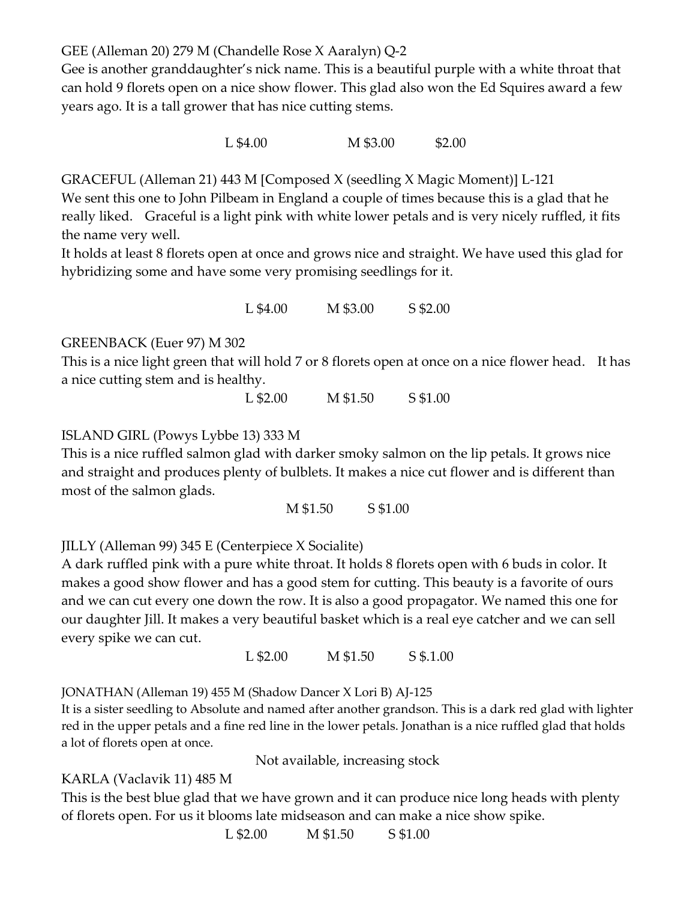GEE (Alleman 20) 279 M (Chandelle Rose X Aaralyn) Q-2

Gee is another granddaughter's nick name. This is a beautiful purple with a white throat that can hold 9 florets open on a nice show flower. This glad also won the Ed Squires award a few years ago. It is a tall grower that has nice cutting stems.

L $4.00 M $3.00 $2.00

GRACEFUL (Alleman 21) 443 M [Composed X (seedling X Magic Moment)] L-121

We sent this one to John Pilbeam in England a couple of times because this is a glad that he really liked. Graceful is a light pink with white lower petals and is very nicely ruffled, it fits the name very well.

It holds at least 8 florets open at once and grows nice and straight. We have used this glad for hybridizing some and have some very promising seedlings for it.

L $4.00 M $3.00 S $2.00

GREENBACK (Euer 97) M 302

This is a nice light green that will hold 7 or 8 florets open at once on a nice flower head. It has a nice cutting stem and is healthy.

L $2.00 M $1.50 S $1.00

ISLAND GIRL (Powys Lybbe 13) 333 M

This is a nice ruffled salmon glad with darker smoky salmon on the lip petals. It grows nice and straight and produces plenty of bulblets. It makes a nice cut flower and is different than most of the salmon glads.

M $1.50 S $1.00

JILLY (Alleman 99) 345 E (Centerpiece X Socialite)

A dark ruffled pink with a pure white throat. It holds 8 florets open with 6 buds in color. It makes a good show flower and has a good stem for cutting. This beauty is a favorite of ours and we can cut every one down the row. It is also a good propagator. We named this one for our daughter Jill. It makes a very beautiful basket which is a real eye catcher and we can sell every spike we can cut.

L $2.00 M $1.50 S $.1.00

JONATHAN (Alleman 19) 455 M (Shadow Dancer X Lori B) AJ-125

It is a sister seedling to Absolute and named after another grandson. This is a dark red glad with lighter red in the upper petals and a fine red line in the lower petals. Jonathan is a nice ruffled glad that holds a lot of florets open at once.

Not available, increasing stock

KARLA (Vaclavik 11) 485 M

This is the best blue glad that we have grown and it can produce nice long heads with plenty of florets open. For us it blooms late midseason and can make a nice show spike.

L $2.00 M $1.50 S $1.00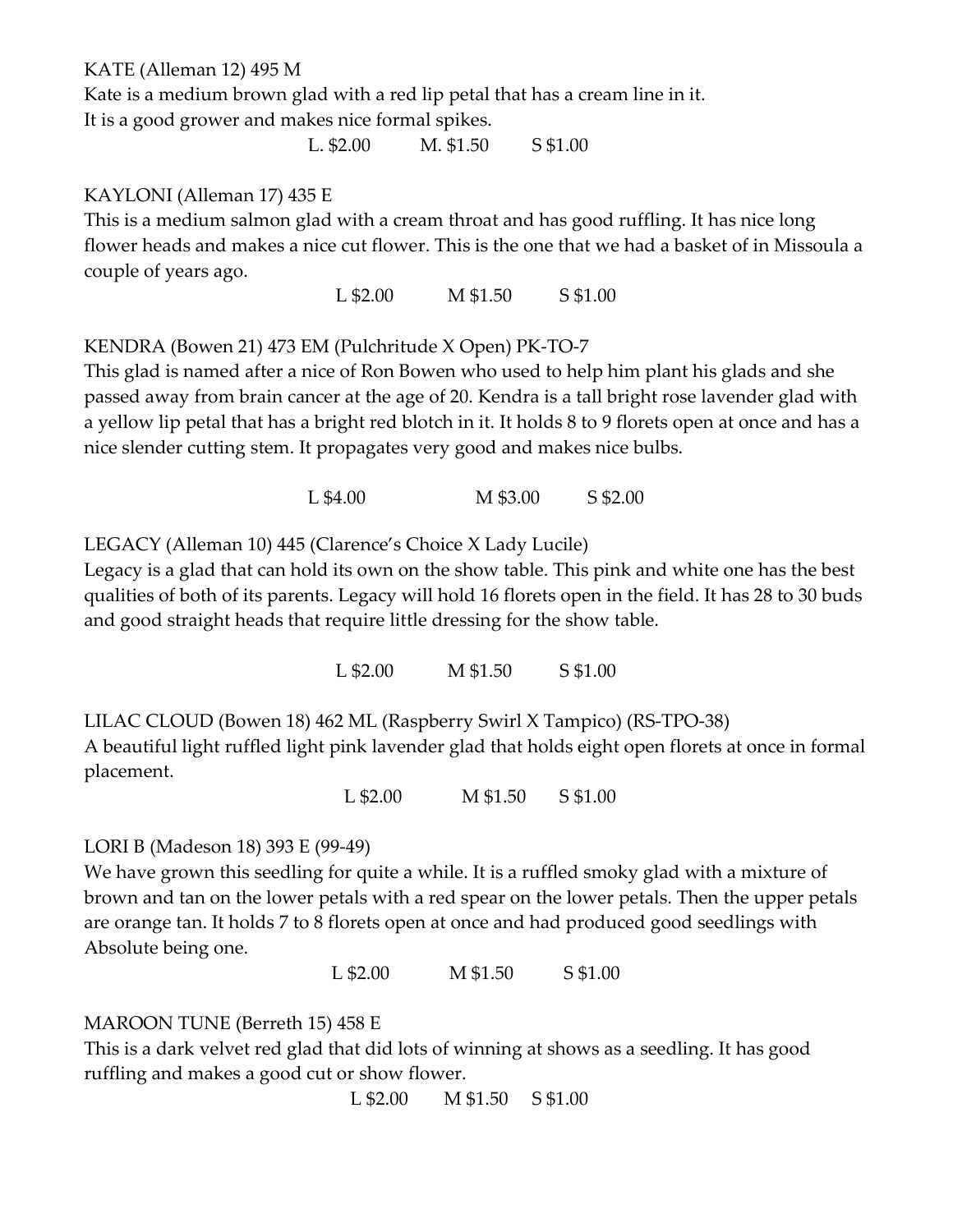KATE (Alleman 12) 495 M

Kate is a medium brown glad with a red lip petal that has a cream line in it.
It is a good grower and makes nice formal spikes.

L. $2.00 M. $1.50 S $1.00

KAYLONI (Alleman 17) 435 E

This is a medium salmon glad with a cream throat and has good ruffling. It has nice long flower heads and makes a nice cut flower. This is the one that we had a basket of in Missoula a couple of years ago.

L $2.00 M $1.50 S $1.00

KENDRA (Bowen 21) 473 EM (Pulchritude X Open) PK-TO-7

This glad is named after a nice of Ron Bowen who used to help him plant his glads and she passed away from brain cancer at the age of 20. Kendra is a tall bright rose lavender glad with a yellow lip petal that has a bright red blotch in it. It holds 8 to 9 florets open at once and has a nice slender cutting stem. It propagates very good and makes nice bulbs.

L $4.00 M $3.00 S $2.00

LEGACY (Alleman 10) 445 (Clarence's Choice X Lady Lucile)

Legacy is a glad that can hold its own on the show table. This pink and white one has the best qualities of both of its parents. Legacy will hold 16 florets open in the field. It has 28 to 30 buds and good straight heads that require little dressing for the show table.

L $2.00 M $1.50 S $1.00

LILAC CLOUD (Bowen 18) 462 ML (Raspberry Swirl X Tampico) (RS-TPO-38)

A beautiful light ruffled light pink lavender glad that holds eight open florets at once in formal placement.

L $2.00 M $1.50 S $1.00

LORI B (Madeson 18) 393 E (99-49)

We have grown this seedling for quite a while. It is a ruffled smoky glad with a mixture of brown and tan on the lower petals with a red spear on the lower petals. Then the upper petals are orange tan. It holds 7 to 8 florets open at once and had produced good seedlings with Absolute being one.

L $2.00 M $1.50 S $1.00

MAROON TUNE (Berreth 15) 458 E

This is a dark velvet red glad that did lots of winning at shows as a seedling. It has good ruffling and makes a good cut or show flower.

L $2.00 M $1.50 S $1.00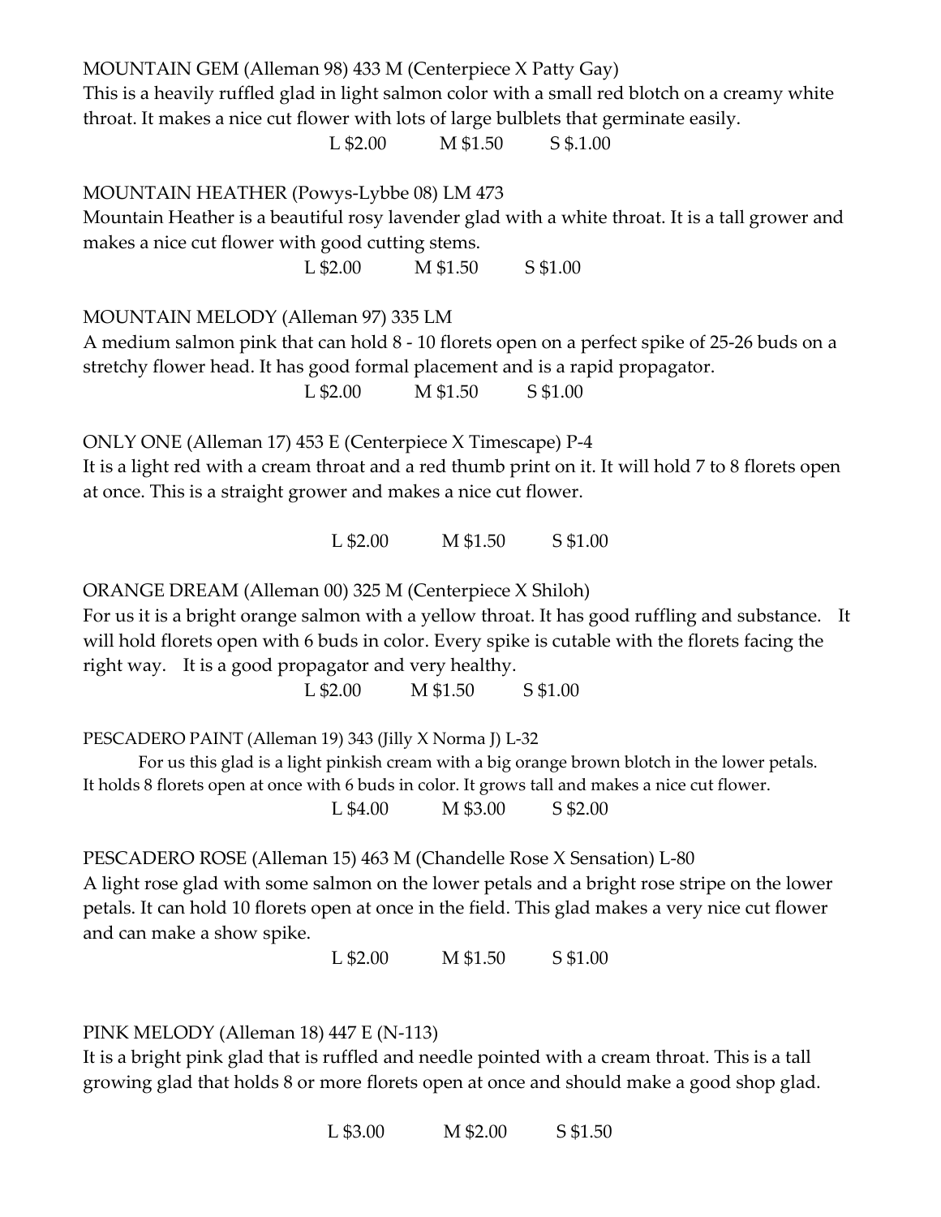MOUNTAIN GEM (Alleman 98) 433 M (Centerpiece X Patty Gay)
This is a heavily ruffled glad in light salmon color with a small red blotch on a creamy white throat. It makes a nice cut flower with lots of large bulblets that germinate easily.

L $2.00 M $1.50 S $.1.00

MOUNTAIN HEATHER (Powys-Lybbe 08) LM 473
Mountain Heather is a beautiful rosy lavender glad with a white throat. It is a tall grower and makes a nice cut flower with good cutting stems.

L $2.00 M $1.50 S $1.00

MOUNTAIN MELODY (Alleman 97) 335 LM
A medium salmon pink that can hold 8 - 10 florets open on a perfect spike of 25-26 buds on a stretchy flower head. It has good formal placement and is a rapid propagator.

L $2.00 M $1.50 S $1.00

ONLY ONE (Alleman 17) 453 E (Centerpiece X Timescape) P-4
It is a light red with a cream throat and a red thumb print on it. It will hold 7 to 8 florets open at once. This is a straight grower and makes a nice cut flower.

L $2.00 M $1.50 S $1.00

ORANGE DREAM (Alleman 00) 325 M (Centerpiece X Shiloh)
For us it is a bright orange salmon with a yellow throat. It has good ruffling and substance. It will hold florets open with 6 buds in color. Every spike is cutable with the florets facing the right way. It is a good propagator and very healthy.

L $2.00 M $1.50 S $1.00

PESCADERO PAINT (Alleman 19) 343 (Jilly X Norma J) L-32
For us this glad is a light pinkish cream with a big orange brown blotch in the lower petals. It holds 8 florets open at once with 6 buds in color. It grows tall and makes a nice cut flower.

L $4.00 M $3.00 S $2.00

PESCADERO ROSE (Alleman 15) 463 M (Chandelle Rose X Sensation) L-80
A light rose glad with some salmon on the lower petals and a bright rose stripe on the lower petals. It can hold 10 florets open at once in the field. This glad makes a very nice cut flower and can make a show spike.

L $2.00 M $1.50 S $1.00

PINK MELODY (Alleman 18) 447 E (N-113)
It is a bright pink glad that is ruffled and needle pointed with a cream throat. This is a tall growing glad that holds 8 or more florets open at once and should make a good shop glad.

L $3.00 M $2.00 S $1.50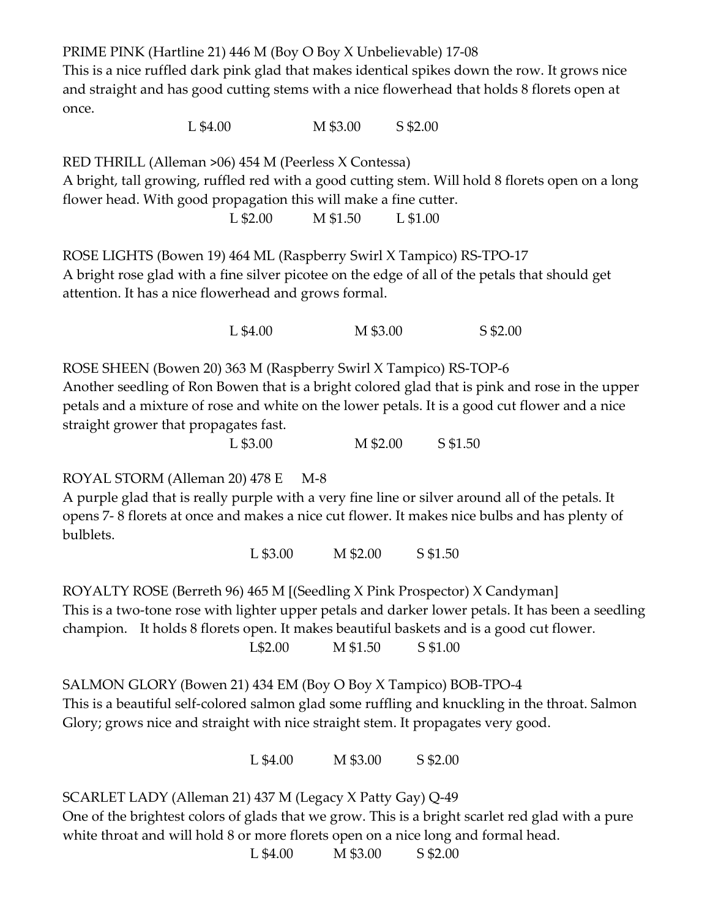PRIME PINK (Hartline 21) 446 M (Boy O Boy X Unbelievable) 17-08
This is a nice ruffled dark pink glad that makes identical spikes down the row. It grows nice and straight and has good cutting stems with a nice flowerhead that holds 8 florets open at once.

L $4.00 M $3.00 S $2.00

RED THRILL (Alleman >06) 454 M (Peerless X Contessa)
A bright, tall growing, ruffled red with a good cutting stem. Will hold 8 florets open on a long flower head. With good propagation this will make a fine cutter.

L $2.00 M $1.50 L $1.00

ROSE LIGHTS (Bowen 19) 464 ML (Raspberry Swirl X Tampico) RS-TPO-17
A bright rose glad with a fine silver picotee on the edge of all of the petals that should get attention. It has a nice flowerhead and grows formal.

L $4.00 M $3.00 S $2.00

ROSE SHEEN (Bowen 20) 363 M (Raspberry Swirl X Tampico) RS-TOP-6
Another seedling of Ron Bowen that is a bright colored glad that is pink and rose in the upper petals and a mixture of rose and white on the lower petals. It is a good cut flower and a nice straight grower that propagates fast.

L $3.00 M $2.00 S $1.50

ROYAL STORM (Alleman 20) 478 E M-8
A purple glad that is really purple with a very fine line or silver around all of the petals. It opens 7- 8 florets at once and makes a nice cut flower. It makes nice bulbs and has plenty of bulblets.

L $3.00 M $2.00 S $1.50

ROYALTY ROSE (Berreth 96) 465 M [(Seedling X Pink Prospector) X Candyman]
This is a two-tone rose with lighter upper petals and darker lower petals. It has been a seedling champion. It holds 8 florets open. It makes beautiful baskets and is a good cut flower.

L$2.00 M $1.50 S $1.00

SALMON GLORY (Bowen 21) 434 EM (Boy O Boy X Tampico) BOB-TPO-4
This is a beautiful self-colored salmon glad some ruffling and knuckling in the throat. Salmon Glory; grows nice and straight with nice straight stem. It propagates very good.

L $4.00 M $3.00 S $2.00

SCARLET LADY (Alleman 21) 437 M (Legacy X Patty Gay) Q-49
One of the brightest colors of glads that we grow. This is a bright scarlet red glad with a pure white throat and will hold 8 or more florets open on a nice long and formal head.

L $4.00 M $3.00 S $2.00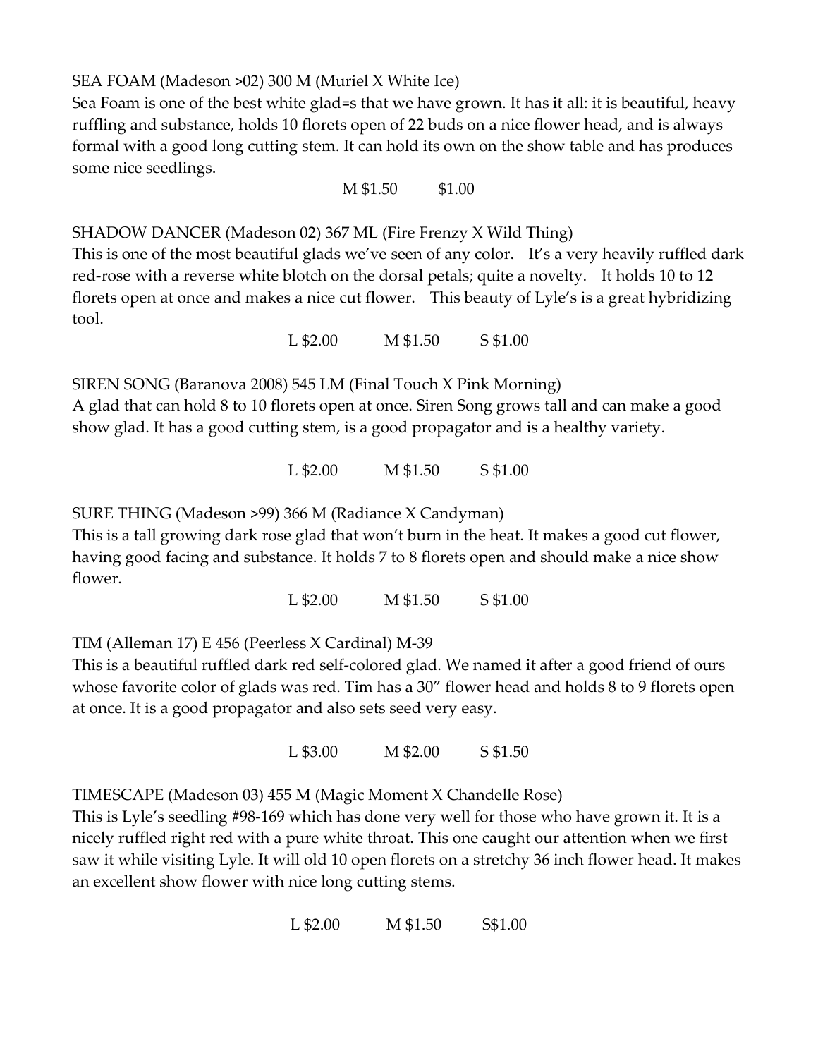SEA FOAM (Madeson >02) 300 M (Muriel X White Ice)
Sea Foam is one of the best white glad=s that we have grown. It has it all: it is beautiful, heavy ruffling and substance, holds 10 florets open of 22 buds on a nice flower head, and is always formal with a good long cutting stem. It can hold its own on the show table and has produces some nice seedlings.

M $1.50 $1.00

SHADOW DANCER (Madeson 02) 367 ML (Fire Frenzy X Wild Thing)
This is one of the most beautiful glads we've seen of any color. It's a very heavily ruffled dark red-rose with a reverse white blotch on the dorsal petals; quite a novelty. It holds 10 to 12 florets open at once and makes a nice cut flower. This beauty of Lyle's is a great hybridizing tool.

L $2.00 M $1.50 S $1.00

SIREN SONG (Baranova 2008) 545 LM (Final Touch X Pink Morning)
A glad that can hold 8 to 10 florets open at once. Siren Song grows tall and can make a good show glad. It has a good cutting stem, is a good propagator and is a healthy variety.

L $2.00 M $1.50 S $1.00

SURE THING (Madeson >99) 366 M (Radiance X Candyman)
This is a tall growing dark rose glad that won't burn in the heat. It makes a good cut flower, having good facing and substance. It holds 7 to 8 florets open and should make a nice show flower.

L $2.00 M $1.50 S $1.00

TIM (Alleman 17) E 456 (Peerless X Cardinal) M-39
This is a beautiful ruffled dark red self-colored glad. We named it after a good friend of ours whose favorite color of glads was red. Tim has a 30" flower head and holds 8 to 9 florets open at once. It is a good propagator and also sets seed very easy.

L $3.00 M $2.00 S $1.50

TIMESCAPE (Madeson 03) 455 M (Magic Moment X Chandelle Rose)
This is Lyle's seedling #98-169 which has done very well for those who have grown it. It is a nicely ruffled right red with a pure white throat. This one caught our attention when we first saw it while visiting Lyle. It will old 10 open florets on a stretchy 36 inch flower head. It makes an excellent show flower with nice long cutting stems.

L $2.00 M $1.50 S$1.00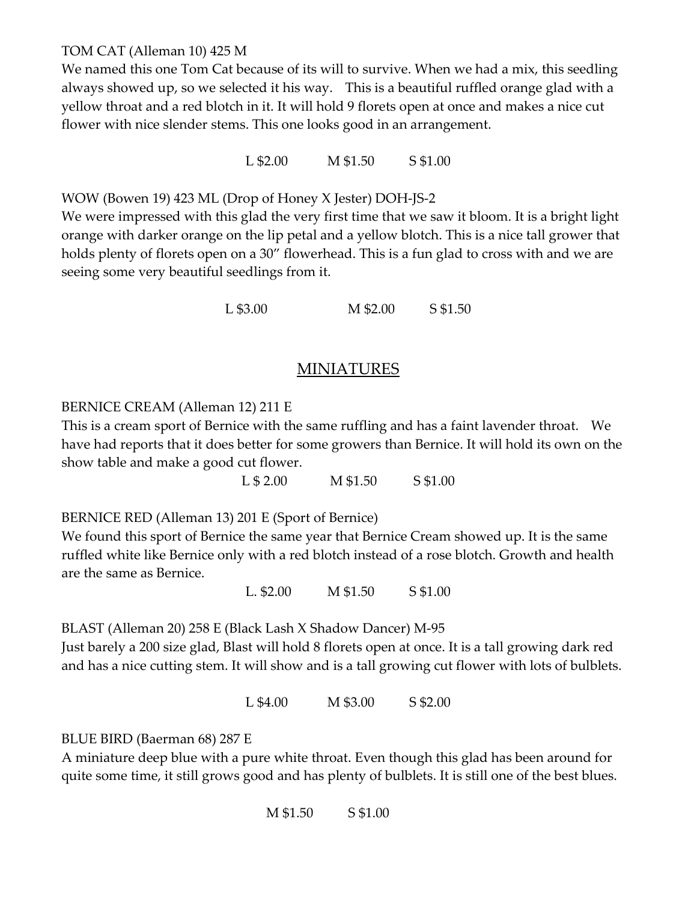TOM CAT (Alleman 10) 425 M

We named this one Tom Cat because of its will to survive. When we had a mix, this seedling always showed up, so we selected it his way.   This is a beautiful ruffled orange glad with a yellow throat and a red blotch in it. It will hold 9 florets open at once and makes a nice cut flower with nice slender stems. This one looks good in an arrangement.

L $2.00    M $1.50    S $1.00

WOW (Bowen 19) 423 ML (Drop of Honey X Jester) DOH-JS-2

We were impressed with this glad the very first time that we saw it bloom. It is a bright light orange with darker orange on the lip petal and a yellow blotch. This is a nice tall grower that holds plenty of florets open on a 30" flowerhead. This is a fun glad to cross with and we are seeing some very beautiful seedlings from it.

L $3.00    M $2.00    S $1.50

## MINIATURES

BERNICE CREAM (Alleman 12) 211 E

This is a cream sport of Bernice with the same ruffling and has a faint lavender throat.   We have had reports that it does better for some growers than Bernice. It will hold its own on the show table and make a good cut flower.

L $ 2.00    M $1.50    S $1.00

BERNICE RED (Alleman 13) 201 E (Sport of Bernice)

We found this sport of Bernice the same year that Bernice Cream showed up. It is the same ruffled white like Bernice only with a red blotch instead of a rose blotch. Growth and health are the same as Bernice.

L. $2.00    M $1.50    S $1.00

BLAST (Alleman 20) 258 E (Black Lash X Shadow Dancer) M-95

Just barely a 200 size glad, Blast will hold 8 florets open at once. It is a tall growing dark red and has a nice cutting stem. It will show and is a tall growing cut flower with lots of bulblets.

L $4.00    M $3.00    S $2.00

BLUE BIRD (Baerman 68) 287 E

A miniature deep blue with a pure white throat. Even though this glad has been around for quite some time, it still grows good and has plenty of bulblets. It is still one of the best blues.

M $1.50    S $1.00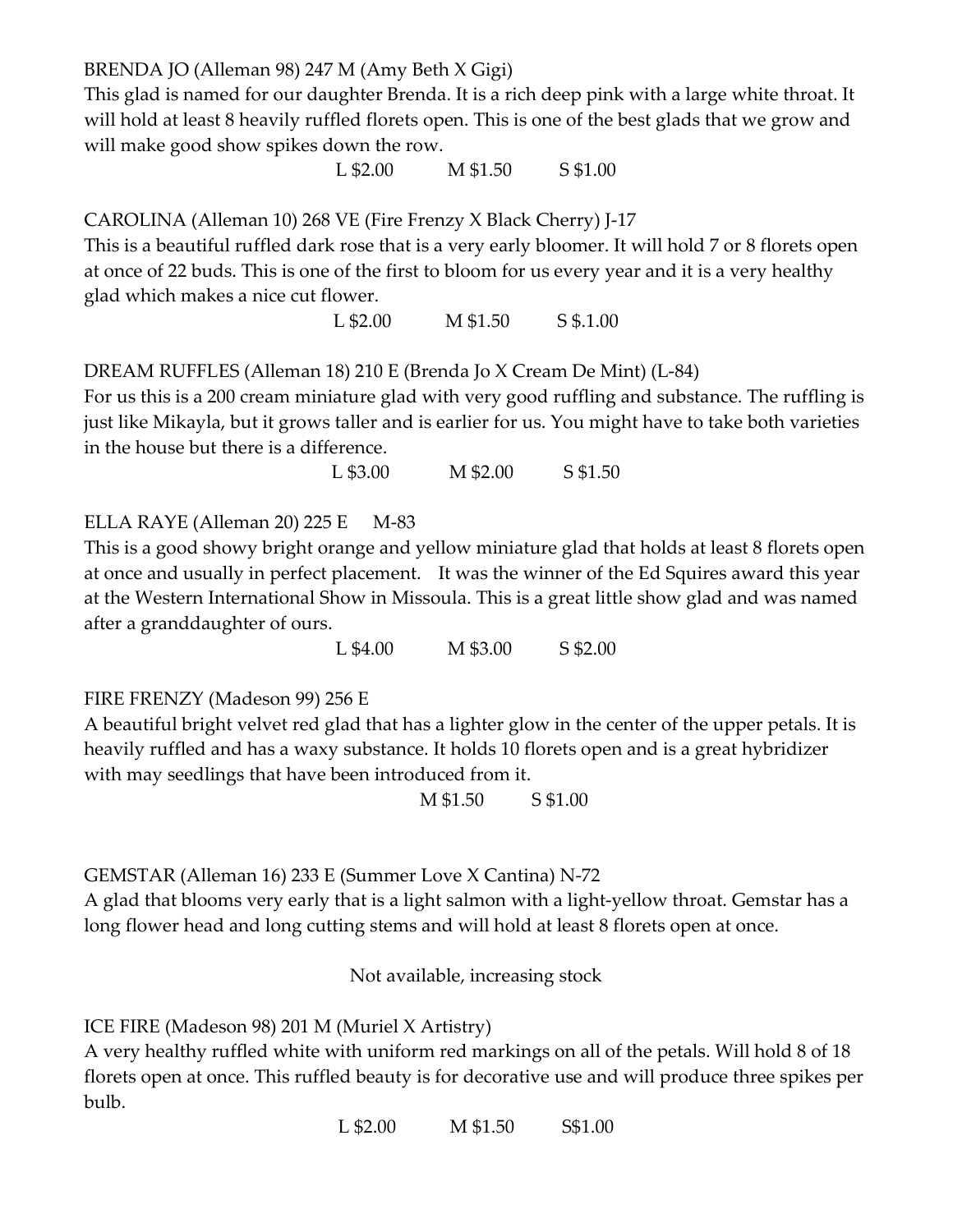BRENDA JO (Alleman 98) 247 M (Amy Beth X Gigi)

This glad is named for our daughter Brenda. It is a rich deep pink with a large white throat. It will hold at least 8 heavily ruffled florets open. This is one of the best glads that we grow and will make good show spikes down the row.

L $2.00 M $1.50 S $1.00

CAROLINA (Alleman 10) 268 VE (Fire Frenzy X Black Cherry) J-17

This is a beautiful ruffled dark rose that is a very early bloomer. It will hold 7 or 8 florets open at once of 22 buds. This is one of the first to bloom for us every year and it is a very healthy glad which makes a nice cut flower.

L $2.00 M $1.50 S $.1.00

DREAM RUFFLES (Alleman 18) 210 E (Brenda Jo X Cream De Mint) (L-84)

For us this is a 200 cream miniature glad with very good ruffling and substance. The ruffling is just like Mikayla, but it grows taller and is earlier for us. You might have to take both varieties in the house but there is a difference.

L $3.00 M $2.00 S $1.50

ELLA RAYE (Alleman 20) 225 E M-83

This is a good showy bright orange and yellow miniature glad that holds at least 8 florets open at once and usually in perfect placement. It was the winner of the Ed Squires award this year at the Western International Show in Missoula. This is a great little show glad and was named after a granddaughter of ours.

L $4.00 M $3.00 S $2.00

FIRE FRENZY (Madeson 99) 256 E

A beautiful bright velvet red glad that has a lighter glow in the center of the upper petals. It is heavily ruffled and has a waxy substance. It holds 10 florets open and is a great hybridizer with may seedlings that have been introduced from it.

M $1.50 S $1.00

GEMSTAR (Alleman 16) 233 E (Summer Love X Cantina) N-72

A glad that blooms very early that is a light salmon with a light-yellow throat. Gemstar has a long flower head and long cutting stems and will hold at least 8 florets open at once.

Not available, increasing stock

ICE FIRE (Madeson 98) 201 M (Muriel X Artistry)

A very healthy ruffled white with uniform red markings on all of the petals. Will hold 8 of 18 florets open at once. This ruffled beauty is for decorative use and will produce three spikes per bulb.

L $2.00 M $1.50 S$1.00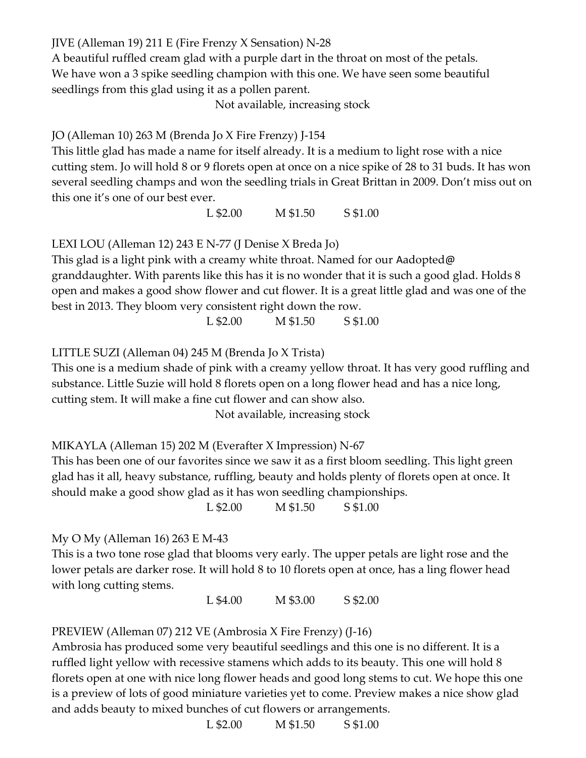JIVE (Alleman 19) 211 E (Fire Frenzy X Sensation) N-28
A beautiful ruffled cream glad with a purple dart in the throat on most of the petals. We have won a 3 spike seedling champion with this one. We have seen some beautiful seedlings from this glad using it as a pollen parent.

Not available, increasing stock

JO (Alleman 10) 263 M (Brenda Jo X Fire Frenzy) J-154
This little glad has made a name for itself already. It is a medium to light rose with a nice cutting stem. Jo will hold 8 or 9 florets open at once on a nice spike of 28 to 31 buds. It has won several seedling champs and won the seedling trials in Great Brittan in 2009. Don't miss out on this one it's one of our best ever.

L $2.00 M $1.50 S $1.00

LEXI LOU (Alleman 12) 243 E N-77 (J Denise X Breda Jo)
This glad is a light pink with a creamy white throat. Named for our Aadopted@ granddaughter. With parents like this has it is no wonder that it is such a good glad. Holds 8 open and makes a good show flower and cut flower. It is a great little glad and was one of the best in 2013. They bloom very consistent right down the row.

L $2.00 M $1.50 S $1.00

LITTLE SUZI (Alleman 04) 245 M (Brenda Jo X Trista)
This one is a medium shade of pink with a creamy yellow throat. It has very good ruffling and substance. Little Suzie will hold 8 florets open on a long flower head and has a nice long, cutting stem. It will make a fine cut flower and can show also.

Not available, increasing stock

MIKAYLA (Alleman 15) 202 M (Everafter X Impression) N-67
This has been one of our favorites since we saw it as a first bloom seedling. This light green glad has it all, heavy substance, ruffling, beauty and holds plenty of florets open at once. It should make a good show glad as it has won seedling championships.

L $2.00 M $1.50 S $1.00

My O My (Alleman 16) 263 E M-43
This is a two tone rose glad that blooms very early. The upper petals are light rose and the lower petals are darker rose. It will hold 8 to 10 florets open at once, has a ling flower head with long cutting stems.

L $4.00 M $3.00 S $2.00

PREVIEW (Alleman 07) 212 VE (Ambrosia X Fire Frenzy) (J-16)
Ambrosia has produced some very beautiful seedlings and this one is no different. It is a ruffled light yellow with recessive stamens which adds to its beauty. This one will hold 8 florets open at one with nice long flower heads and good long stems to cut. We hope this one is a preview of lots of good miniature varieties yet to come. Preview makes a nice show glad and adds beauty to mixed bunches of cut flowers or arrangements.

L $2.00 M $1.50 S $1.00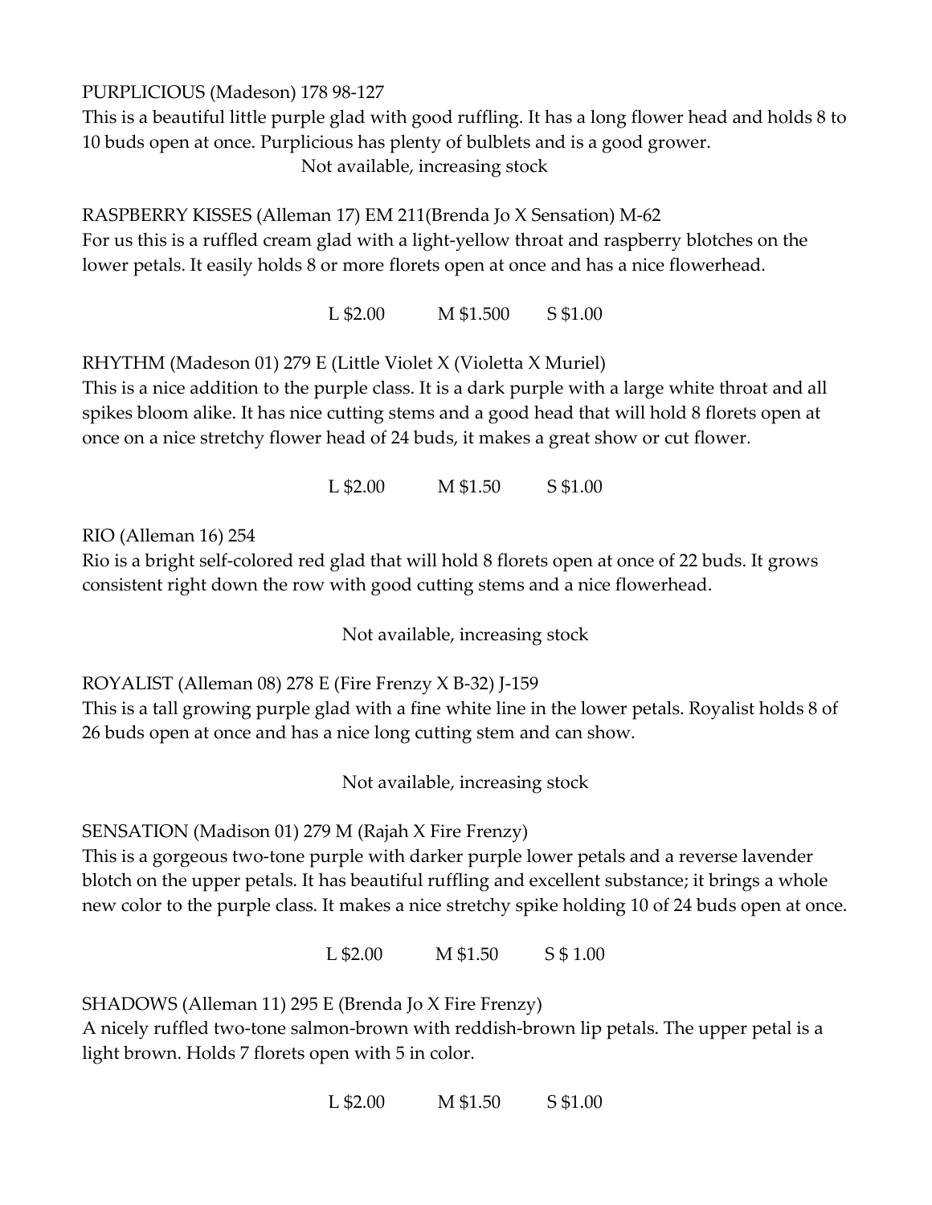PURPLICIOUS (Madeson) 178 98-127

This is a beautiful little purple glad with good ruffling. It has a long flower head and holds 8 to 10 buds open at once. Purplicious has plenty of bulblets and is a good grower.

Not available, increasing stock

RASPBERRY KISSES (Alleman 17) EM 211(Brenda Jo X Sensation) M-62

For us this is a ruffled cream glad with a light-yellow throat and raspberry blotches on the lower petals. It easily holds 8 or more florets open at once and has a nice flowerhead.

L $2.00 M $1.500 S $1.00

RHYTHM (Madeson 01) 279 E (Little Violet X (Violetta X Muriel)

This is a nice addition to the purple class. It is a dark purple with a large white throat and all spikes bloom alike. It has nice cutting stems and a good head that will hold 8 florets open at once on a nice stretchy flower head of 24 buds, it makes a great show or cut flower.

L $2.00 M $1.50 S $1.00

RIO (Alleman 16) 254

Rio is a bright self-colored red glad that will hold 8 florets open at once of 22 buds. It grows consistent right down the row with good cutting stems and a nice flowerhead.

Not available, increasing stock

ROYALIST (Alleman 08) 278 E (Fire Frenzy X B-32) J-159

This is a tall growing purple glad with a fine white line in the lower petals. Royalist holds 8 of 26 buds open at once and has a nice long cutting stem and can show.

Not available, increasing stock

SENSATION (Madison 01) 279 M (Rajah X Fire Frenzy)

This is a gorgeous two-tone purple with darker purple lower petals and a reverse lavender blotch on the upper petals. It has beautiful ruffling and excellent substance; it brings a whole new color to the purple class. It makes a nice stretchy spike holding 10 of 24 buds open at once.

L $2.00 M $1.50 S $ 1.00

SHADOWS (Alleman 11) 295 E (Brenda Jo X Fire Frenzy)

A nicely ruffled two-tone salmon-brown with reddish-brown lip petals. The upper petal is a light brown. Holds 7 florets open with 5 in color.

L $2.00 M $1.50 S $1.00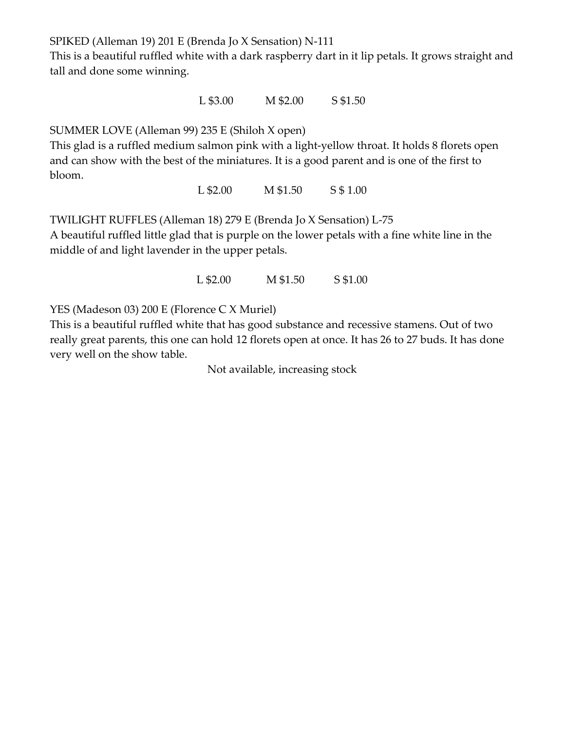SPIKED (Alleman 19) 201 E (Brenda Jo X Sensation) N-111
This is a beautiful ruffled white with a dark raspberry dart in it lip petals. It grows straight and tall and done some winning.

L $3.00 M $2.00 S $1.50

SUMMER LOVE (Alleman 99) 235 E (Shiloh X open)
This glad is a ruffled medium salmon pink with a light-yellow throat. It holds 8 florets open and can show with the best of the miniatures. It is a good parent and is one of the first to bloom.

L $2.00 M $1.50 S $ 1.00

TWILIGHT RUFFLES (Alleman 18) 279 E (Brenda Jo X Sensation) L-75
A beautiful ruffled little glad that is purple on the lower petals with a fine white line in the middle of and light lavender in the upper petals.

L $2.00 M $1.50 S $1.00

YES (Madeson 03) 200 E (Florence C X Muriel)
This is a beautiful ruffled white that has good substance and recessive stamens. Out of two really great parents, this one can hold 12 florets open at once. It has 26 to 27 buds. It has done very well on the show table.

Not available, increasing stock